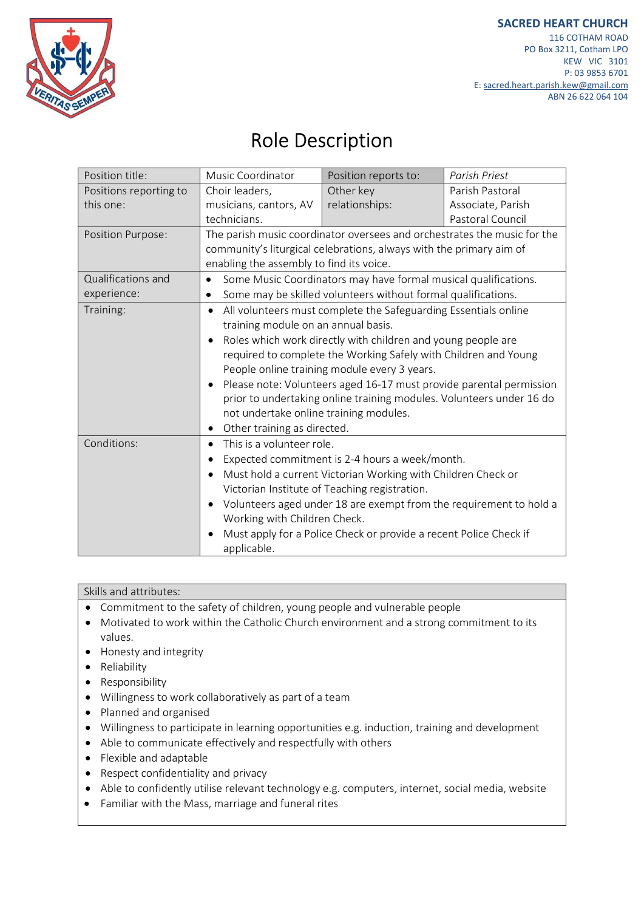**SACRED HEART CHURCH**
116 COTHAM ROAD
PO Box 3211, Cotham LPO
KEW VIC 3101
P: 03 9853 6701
E: sacred.heart.parish.kew@gmail.com
ABN 26 622 064 104

# Role Description

| Position title: | Music Coordinator | Position reports to: | *Parish Priest* |
|---|---|---|---|
| Positions reporting to this one: | Choir leaders, musicians, cantors, AV technicians. | Other key relationships: | Parish Pastoral Associate, Parish Pastoral Council |
| Position Purpose: | The parish music coordinator oversees and orchestrates the music for the community's liturgical celebrations, always with the primary aim of enabling the assembly to find its voice. | | |
| Qualifications and experience: | • Some Music Coordinators may have formal musical qualifications.<br>• Some may be skilled volunteers without formal qualifications. | | |
| Training: | • All volunteers must complete the Safeguarding Essentials online training module on an annual basis.<br>• Roles which work directly with children and young people are required to complete the Working Safely with Children and Young People online training module every 3 years.<br>• Please note: Volunteers aged 16-17 must provide parental permission prior to undertaking online training modules. Volunteers under 16 do not undertake online training modules.<br>• Other training as directed. | | |
| Conditions: | • This is a volunteer role.<br>• Expected commitment is 2-4 hours a week/month.<br>• Must hold a current Victorian Working with Children Check or Victorian Institute of Teaching registration.<br>• Volunteers aged under 18 are exempt from the requirement to hold a Working with Children Check.<br>• Must apply for a Police Check or provide a recent Police Check if applicable. | | |

**Skills and attributes:**

- Commitment to the safety of children, young people and vulnerable people
- Motivated to work within the Catholic Church environment and a strong commitment to its values.
- Honesty and integrity
- Reliability
- Responsibility
- Willingness to work collaboratively as part of a team
- Planned and organised
- Willingness to participate in learning opportunities e.g. induction, training and development
- Able to communicate effectively and respectfully with others
- Flexible and adaptable
- Respect confidentiality and privacy
- Able to confidently utilise relevant technology e.g. computers, internet, social media, website
- Familiar with the Mass, marriage and funeral rites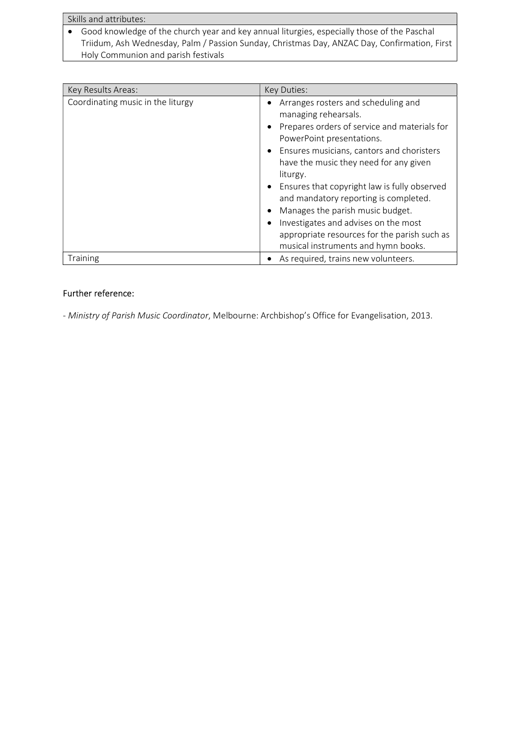| Skills and attributes: |
| --- |
| • Good knowledge of the church year and key annual liturgies, especially those of the Paschal Triidum, Ash Wednesday, Palm / Passion Sunday, Christmas Day, ANZAC Day, Confirmation, First Holy Communion and parish festivals |

| Key Results Areas: | Key Duties: |
| --- | --- |
| Coordinating music in the liturgy | • Arranges rosters and scheduling and managing rehearsals.<br>• Prepares orders of service and materials for PowerPoint presentations.<br>• Ensures musicians, cantors and choristers have the music they need for any given liturgy.<br>• Ensures that copyright law is fully observed and mandatory reporting is completed.<br>• Manages the parish music budget.<br>• Investigates and advises on the most appropriate resources for the parish such as musical instruments and hymn books. |
| Training | • As required, trains new volunteers. |

## Further reference:

- *Ministry of Parish Music Coordinator*, Melbourne: Archbishop's Office for Evangelisation, 2013.